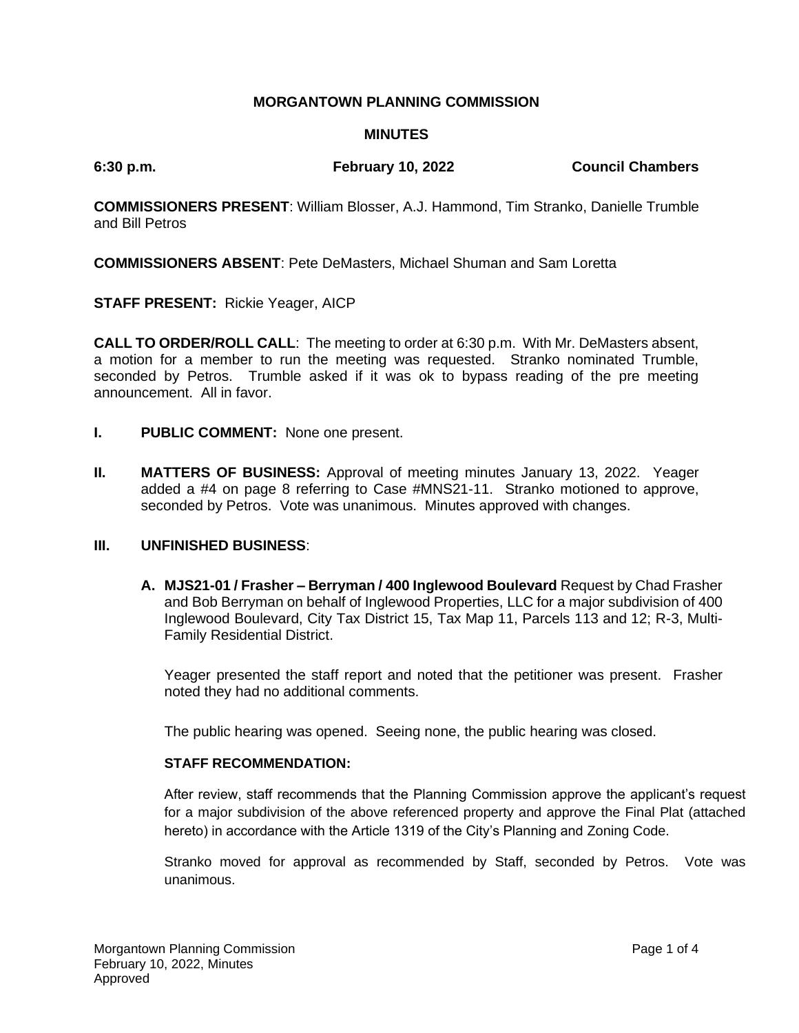**MORGANTOWN PLANNING COMMISSION**

**MINUTES**

**6:30 p.m. February 10, 2022 Council Chambers**

**COMMISSIONERS PRESENT**: William Blosser, A.J. Hammond, Tim Stranko, Danielle Trumble and Bill Petros

**COMMISSIONERS ABSENT**: Pete DeMasters, Michael Shuman and Sam Loretta

**STAFF PRESENT:** Rickie Yeager, AICP

**CALL TO ORDER/ROLL CALL**: The meeting to order at 6:30 p.m. With Mr. DeMasters absent, a motion for a member to run the meeting was requested. Stranko nominated Trumble, seconded by Petros. Trumble asked if it was ok to bypass reading of the pre meeting announcement. All in favor.

**I. PUBLIC COMMENT:** None one present.

**II. MATTERS OF BUSINESS:** Approval of meeting minutes January 13, 2022. Yeager added a #4 on page 8 referring to Case #MNS21-11. Stranko motioned to approve, seconded by Petros. Vote was unanimous. Minutes approved with changes.

**III. UNFINISHED BUSINESS**:

**A. MJS21-01 / Frasher – Berryman / 400 Inglewood Boulevard** Request by Chad Frasher and Bob Berryman on behalf of Inglewood Properties, LLC for a major subdivision of 400 Inglewood Boulevard, City Tax District 15, Tax Map 11, Parcels 113 and 12; R-3, Multi-Family Residential District.

Yeager presented the staff report and noted that the petitioner was present. Frasher noted they had no additional comments.

The public hearing was opened. Seeing none, the public hearing was closed.

**STAFF RECOMMENDATION:**

After review, staff recommends that the Planning Commission approve the applicant's request for a major subdivision of the above referenced property and approve the Final Plat (attached hereto) in accordance with the Article 1319 of the City's Planning and Zoning Code.

Stranko moved for approval as recommended by Staff, seconded by Petros. Vote was unanimous.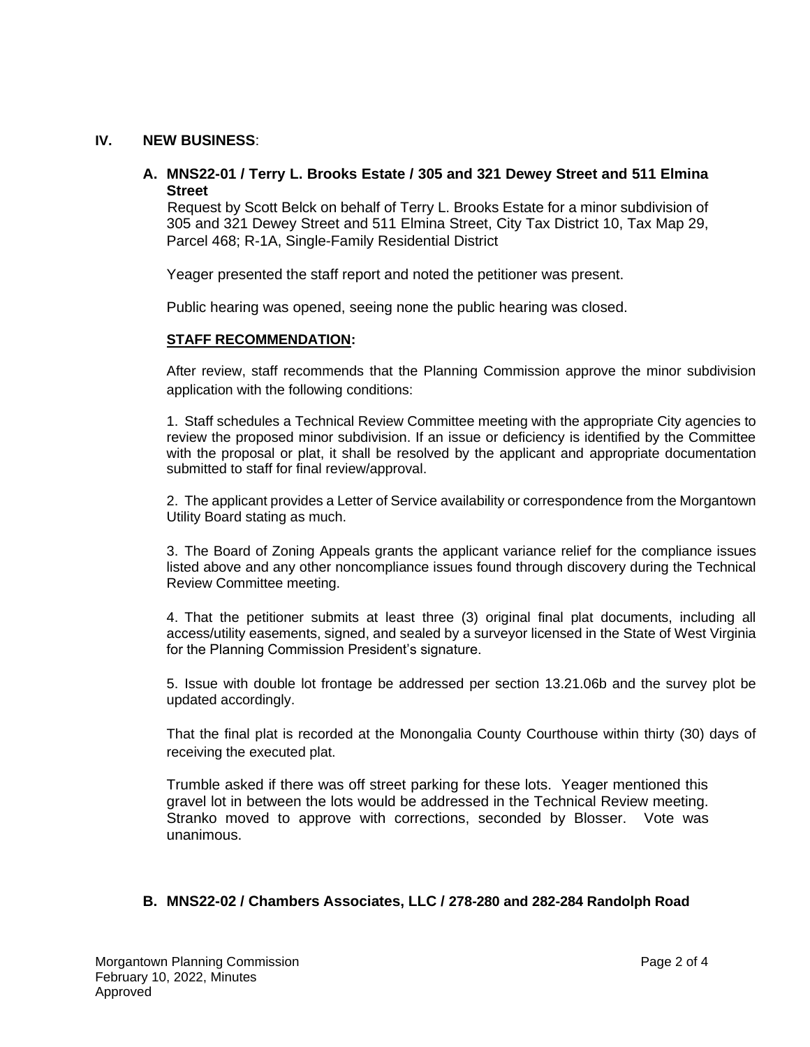## IV. NEW BUSINESS:

### A. MNS22-01 / Terry L. Brooks Estate / 305 and 321 Dewey Street and 511 Elmina Street

Request by Scott Belck on behalf of Terry L. Brooks Estate for a minor subdivision of 305 and 321 Dewey Street and 511 Elmina Street, City Tax District 10, Tax Map 29, Parcel 468; R-1A, Single-Family Residential District

Yeager presented the staff report and noted the petitioner was present.

Public hearing was opened, seeing none the public hearing was closed.

**STAFF RECOMMENDATION:**

After review, staff recommends that the Planning Commission approve the minor subdivision application with the following conditions:

1. Staff schedules a Technical Review Committee meeting with the appropriate City agencies to review the proposed minor subdivision. If an issue or deficiency is identified by the Committee with the proposal or plat, it shall be resolved by the applicant and appropriate documentation submitted to staff for final review/approval.

2. The applicant provides a Letter of Service availability or correspondence from the Morgantown Utility Board stating as much.

3. The Board of Zoning Appeals grants the applicant variance relief for the compliance issues listed above and any other noncompliance issues found through discovery during the Technical Review Committee meeting.

4. That the petitioner submits at least three (3) original final plat documents, including all access/utility easements, signed, and sealed by a surveyor licensed in the State of West Virginia for the Planning Commission President's signature.

5. Issue with double lot frontage be addressed per section 13.21.06b and the survey plot be updated accordingly.

That the final plat is recorded at the Monongalia County Courthouse within thirty (30) days of receiving the executed plat.

Trumble asked if there was off street parking for these lots. Yeager mentioned this gravel lot in between the lots would be addressed in the Technical Review meeting. Stranko moved to approve with corrections, seconded by Blosser. Vote was unanimous.

### B. MNS22-02 / Chambers Associates, LLC / 278-280 and 282-284 Randolph Road

Morgantown Planning Commission
February 10, 2022, Minutes
Approved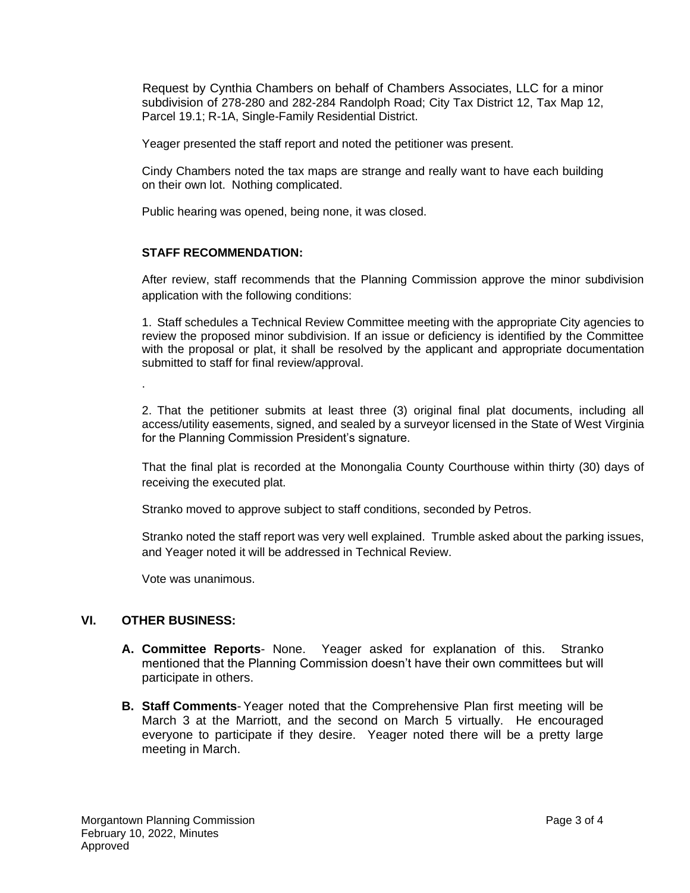Request by Cynthia Chambers on behalf of Chambers Associates, LLC for a minor subdivision of 278-280 and 282-284 Randolph Road; City Tax District 12, Tax Map 12, Parcel 19.1; R-1A, Single-Family Residential District.

Yeager presented the staff report and noted the petitioner was present.

Cindy Chambers noted the tax maps are strange and really want to have each building on their own lot. Nothing complicated.

Public hearing was opened, being none, it was closed.

**STAFF RECOMMENDATION:**

After review, staff recommends that the Planning Commission approve the minor subdivision application with the following conditions:

1. Staff schedules a Technical Review Committee meeting with the appropriate City agencies to review the proposed minor subdivision. If an issue or deficiency is identified by the Committee with the proposal or plat, it shall be resolved by the applicant and appropriate documentation submitted to staff for final review/approval.

.

2. That the petitioner submits at least three (3) original final plat documents, including all access/utility easements, signed, and sealed by a surveyor licensed in the State of West Virginia for the Planning Commission President's signature.

That the final plat is recorded at the Monongalia County Courthouse within thirty (30) days of receiving the executed plat.

Stranko moved to approve subject to staff conditions, seconded by Petros.

Stranko noted the staff report was very well explained. Trumble asked about the parking issues, and Yeager noted it will be addressed in Technical Review.

Vote was unanimous.

## VI. OTHER BUSINESS:

**A. Committee Reports**- None. Yeager asked for explanation of this. Stranko mentioned that the Planning Commission doesn't have their own committees but will participate in others.

**B. Staff Comments**- Yeager noted that the Comprehensive Plan first meeting will be March 3 at the Marriott, and the second on March 5 virtually. He encouraged everyone to participate if they desire. Yeager noted there will be a pretty large meeting in March.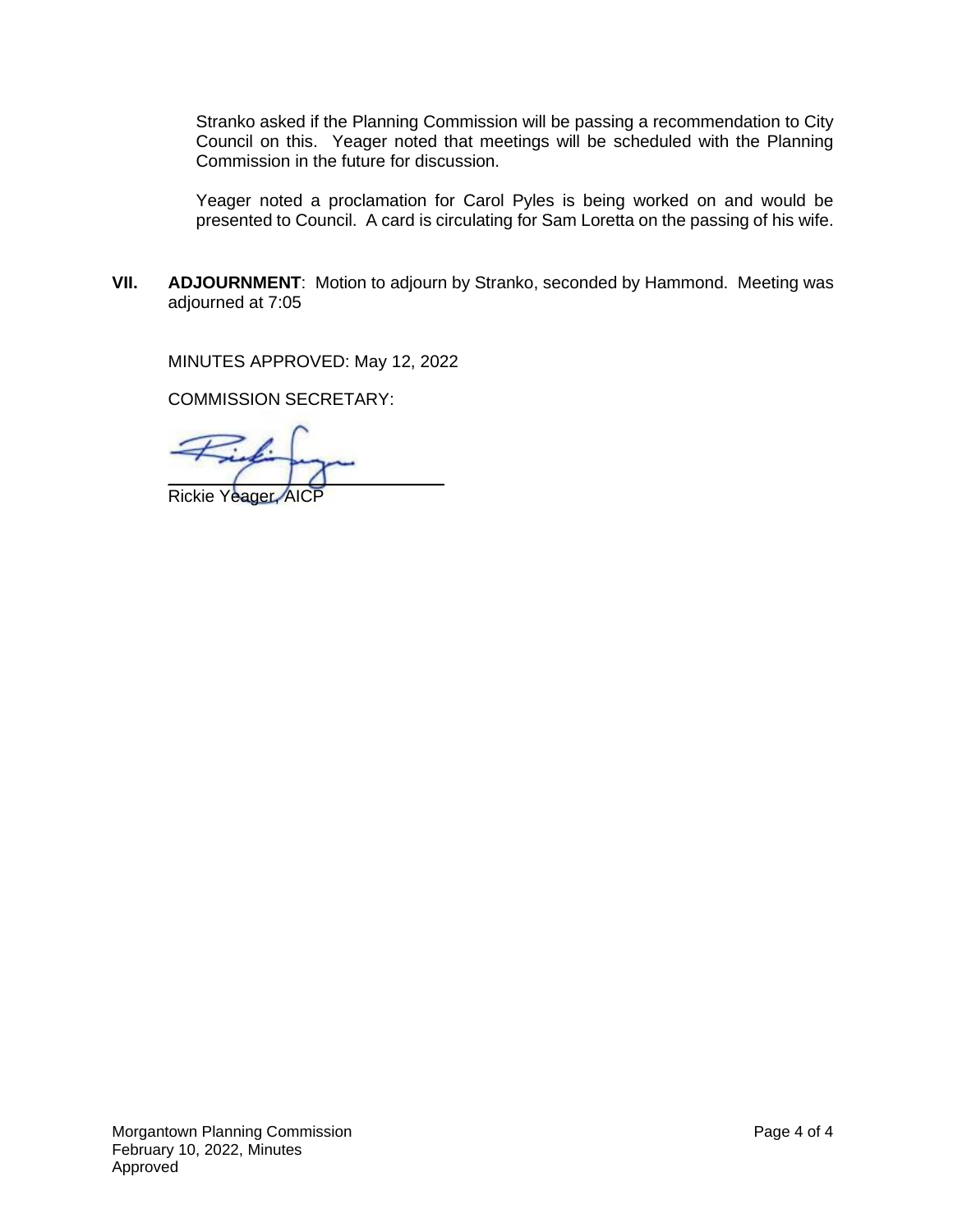Stranko asked if the Planning Commission will be passing a recommendation to City Council on this. Yeager noted that meetings will be scheduled with the Planning Commission in the future for discussion.

Yeager noted a proclamation for Carol Pyles is being worked on and would be presented to Council. A card is circulating for Sam Loretta on the passing of his wife.

**VII. ADJOURNMENT**: Motion to adjourn by Stranko, seconded by Hammond. Meeting was adjourned at 7:05

MINUTES APPROVED: May 12, 2022

COMMISSION SECRETARY:

Rickie Yeager, AICP